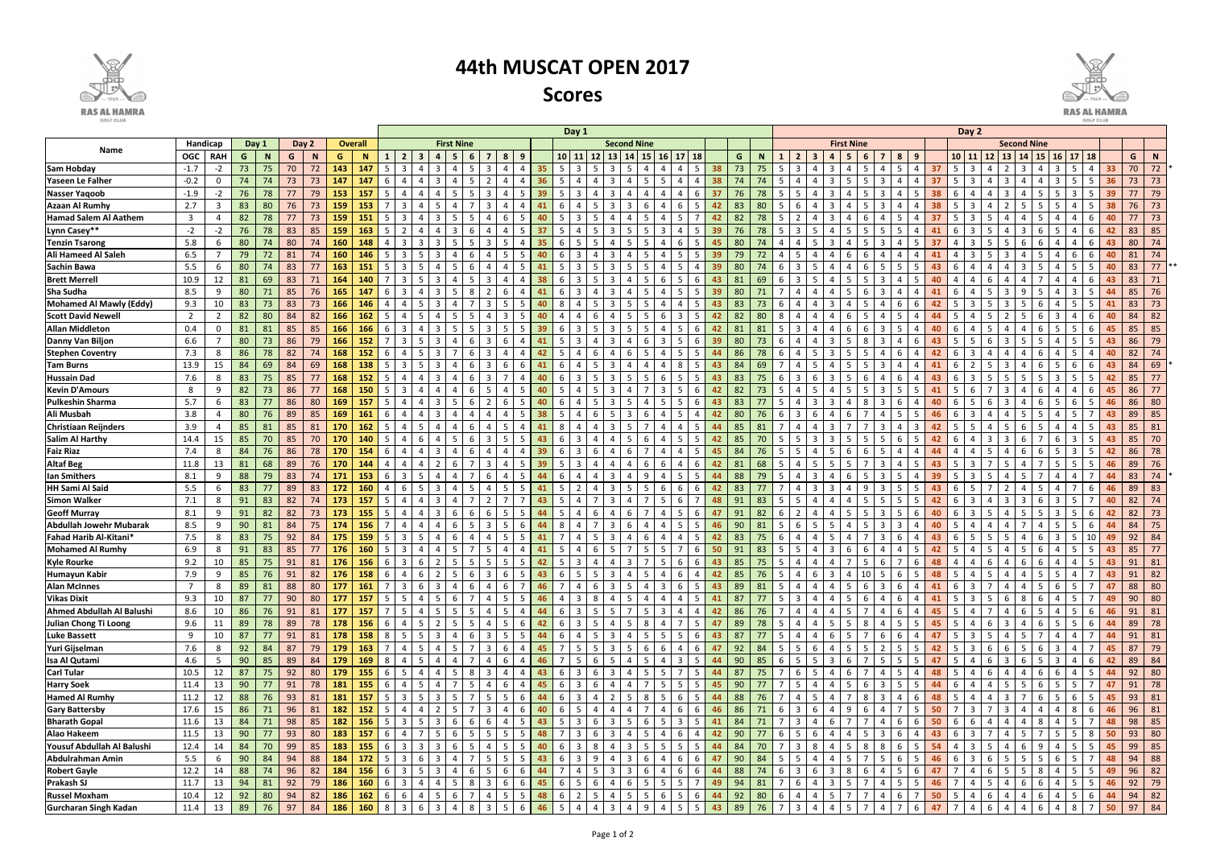# 44th MUSCAT OPEN 2017

## Scores

| Name | Handicap | | Day 1 | | Day 2 | | Overall | | Day 1 | | | | | | | | | | | | | | | | | | | | | | Day 2 | | | | | | | | | | | | | | | | | | | | | | |
|---|---|---|---|---|---|---|---|---|---|---|---|---|---|---|---|---|---|---|---|---|---|---|---|---|---|---|---|---|---|---|---|---|---|---|---|---|---|---|---|---|---|---|---|---|---|---|---|---|---|---|---|---|---|
| | | | | | | | | | First Nine | | | | | | | | | | Second Nine | | | | | | | | | | | | First Nine | | | | | | | | | | Second Nine | | | | | | | | | | | | |
| | OGC | RAH | G | N | G | N | G | N | 1 | 2 | 3 | 4 | 5 | 6 | 7 | 8 | 9 | | 10 | 11 | 12 | 13 | 14 | 15 | 16 | 17 | 18 | | G | N | 1 | 2 | 3 | 4 | 5 | 6 | 7 | 8 | 9 | | 10 | 11 | 12 | 13 | 14 | 15 | 16 | 17 | 18 | | G | N | |
| Sam Hobday | -1.7 | -2 | 73 | 75 | 70 | 72 | 143 | 147 | 5 | 3 | 4 | 3 | 4 | 5 | 3 | 4 | 4 | 35 | 5 | 3 | 5 | 3 | 5 | 4 | 4 | 4 | 5 | 38 | 73 | 75 | 5 | 3 | 4 | 3 | 4 | 5 | 4 | 5 | 4 | 37 | 5 | 3 | 4 | 2 | 3 | 4 | 3 | 5 | 4 | 33 | 70 | 72 | * |
| Yaseen Le Falher | -0.2 | 0 | 74 | 74 | 73 | 73 | 147 | 147 | 6 | 4 | 4 | 3 | 4 | 5 | 2 | 4 | 4 | 36 | 5 | 4 | 4 | 3 | 4 | 5 | 5 | 4 | 4 | 38 | 74 | 74 | 5 | 4 | 4 | 3 | 5 | 5 | 3 | 4 | 4 | 37 | 5 | 3 | 4 | 3 | 4 | 4 | 3 | 5 | 5 | 36 | 73 | 73 | |
| Nasser Yaqoob | -1.9 | -2 | 76 | 78 | 77 | 79 | 153 | 157 | 5 | 4 | 4 | 4 | 5 | 5 | 3 | 4 | 5 | 39 | 5 | 3 | 4 | 3 | 4 | 4 | 4 | 4 | 6 | 37 | 76 | 78 | 5 | 5 | 4 | 3 | 4 | 5 | 3 | 4 | 5 | 38 | 6 | 4 | 4 | 3 | 4 | 5 | 5 | 3 | 5 | 39 | 77 | 79 | |
| Azaan Al Rumhy | 2.7 | 3 | 83 | 80 | 76 | 73 | 159 | 153 | 7 | 3 | 4 | 5 | 4 | 7 | 3 | 4 | 4 | 41 | 6 | 4 | 5 | 3 | 3 | 6 | 4 | 6 | 5 | 42 | 83 | 80 | 5 | 6 | 4 | 3 | 4 | 5 | 3 | 4 | 4 | 38 | 5 | 3 | 4 | 2 | 5 | 5 | 5 | 4 | 5 | 38 | 76 | 73 | |
| Hamad Salem Al Aathem | 3 | 4 | 82 | 78 | 77 | 73 | 159 | 151 | 5 | 3 | 4 | 3 | 5 | 5 | 4 | 6 | 5 | 40 | 5 | 3 | 5 | 4 | 4 | 5 | 4 | 5 | 7 | 42 | 82 | 78 | 5 | 2 | 4 | 3 | 4 | 6 | 4 | 5 | 4 | 37 | 5 | 3 | 5 | 4 | 4 | 5 | 4 | 4 | 6 | 40 | 77 | 73 | |
| Lynn Casey** | -2 | -2 | 76 | 78 | 83 | 85 | 159 | 163 | 5 | 2 | 4 | 4 | 3 | 6 | 4 | 4 | 5 | 37 | 5 | 4 | 5 | 3 | 5 | 5 | 3 | 4 | 5 | 39 | 76 | 78 | 5 | 3 | 5 | 4 | 5 | 5 | 5 | 5 | 4 | 41 | 6 | 3 | 5 | 4 | 3 | 6 | 5 | 4 | 6 | 42 | 83 | 85 | |
| Tenzin Tsarong | 5.8 | 6 | 80 | 74 | 80 | 74 | 160 | 148 | 4 | 3 | 3 | 3 | 5 | 5 | 3 | 5 | 4 | 35 | 6 | 5 | 5 | 4 | 5 | 5 | 4 | 6 | 5 | 45 | 80 | 74 | 4 | 4 | 5 | 3 | 4 | 5 | 3 | 4 | 5 | 37 | 4 | 3 | 5 | 5 | 6 | 6 | 4 | 4 | 6 | 43 | 80 | 74 | |
| Ali Hameed Al Saleh | 6.5 | 7 | 79 | 72 | 81 | 74 | 160 | 146 | 5 | 3 | 5 | 3 | 4 | 6 | 4 | 5 | 5 | 40 | 6 | 3 | 4 | 3 | 4 | 5 | 4 | 5 | 5 | 39 | 79 | 72 | 4 | 5 | 4 | 4 | 6 | 6 | 4 | 4 | 4 | 41 | 4 | 3 | 5 | 3 | 4 | 5 | 4 | 6 | 6 | 40 | 81 | 74 | |
| Sachin Bawa | 5.5 | 6 | 80 | 74 | 83 | 77 | 163 | 151 | 5 | 3 | 5 | 4 | 5 | 6 | 4 | 4 | 5 | 41 | 5 | 3 | 5 | 3 | 5 | 5 | 4 | 5 | 4 | 39 | 80 | 74 | 6 | 3 | 5 | 4 | 4 | 6 | 5 | 5 | 5 | 43 | 6 | 4 | 4 | 4 | 3 | 5 | 4 | 5 | 5 | 40 | 83 | 77 | ** |
| Brett Merrell | 10.9 | 12 | 81 | 69 | 83 | 71 | 164 | 140 | 7 | 3 | 5 | 3 | 4 | 5 | 3 | 4 | 4 | 38 | 6 | 3 | 5 | 3 | 4 | 5 | 6 | 5 | 6 | 43 | 81 | 69 | 6 | 3 | 5 | 4 | 5 | 5 | 3 | 4 | 5 | 40 | 4 | 4 | 6 | 4 | 4 | 7 | 4 | 4 | 6 | 43 | 83 | 71 | |
| Sha Sudha | 8.5 | 9 | 80 | 71 | 85 | 76 | 165 | 147 | 6 | 3 | 4 | 3 | 5 | 8 | 2 | 6 | 4 | 41 | 6 | 3 | 4 | 3 | 4 | 5 | 4 | 5 | 5 | 39 | 80 | 71 | 7 | 4 | 4 | 4 | 5 | 6 | 3 | 4 | 4 | 41 | 6 | 4 | 5 | 3 | 9 | 5 | 4 | 3 | 5 | 44 | 85 | 76 | |
| Mohamed Al Mawly (Eddy) | 9.3 | 10 | 83 | 73 | 83 | 73 | 166 | 146 | 4 | 4 | 5 | 3 | 4 | 7 | 3 | 5 | 5 | 40 | 8 | 4 | 5 | 3 | 5 | 5 | 4 | 4 | 5 | 43 | 83 | 73 | 6 | 4 | 4 | 3 | 4 | 5 | 4 | 6 | 6 | 42 | 5 | 3 | 5 | 3 | 5 | 6 | 4 | 5 | 5 | 41 | 83 | 73 | |
| Scott David Newell | 2 | 2 | 82 | 80 | 84 | 82 | 166 | 162 | 5 | 4 | 5 | 4 | 5 | 5 | 4 | 3 | 5 | 40 | 4 | 4 | 6 | 4 | 5 | 5 | 6 | 3 | 5 | 42 | 82 | 80 | 8 | 4 | 4 | 4 | 6 | 5 | 4 | 5 | 4 | 44 | 5 | 4 | 5 | 2 | 5 | 6 | 3 | 4 | 6 | 40 | 84 | 82 | |
| Allan Middleton | 0.4 | 0 | 81 | 81 | 85 | 85 | 166 | 166 | 6 | 3 | 4 | 3 | 5 | 5 | 3 | 5 | 5 | 39 | 6 | 3 | 5 | 3 | 5 | 5 | 4 | 5 | 6 | 42 | 81 | 81 | 5 | 3 | 4 | 4 | 6 | 6 | 3 | 5 | 4 | 40 | 6 | 4 | 5 | 4 | 4 | 6 | 5 | 5 | 6 | 45 | 85 | 85 | |
| Danny Van Biljon | 6.6 | 7 | 80 | 73 | 86 | 79 | 166 | 152 | 7 | 3 | 5 | 3 | 4 | 6 | 3 | 6 | 4 | 41 | 5 | 3 | 4 | 3 | 4 | 6 | 3 | 5 | 6 | 39 | 80 | 73 | 6 | 4 | 4 | 3 | 5 | 8 | 3 | 4 | 6 | 43 | 5 | 5 | 6 | 3 | 5 | 5 | 4 | 5 | 5 | 43 | 86 | 79 | |
| Stephen Coventry | 7.3 | 8 | 86 | 78 | 82 | 74 | 168 | 152 | 6 | 4 | 5 | 3 | 7 | 6 | 3 | 4 | 4 | 42 | 5 | 4 | 6 | 4 | 6 | 5 | 4 | 5 | 5 | 44 | 86 | 78 | 6 | 4 | 5 | 3 | 5 | 5 | 4 | 6 | 4 | 42 | 6 | 3 | 4 | 4 | 4 | 6 | 4 | 5 | 4 | 40 | 82 | 74 | |
| Tam Burns | 13.9 | 15 | 84 | 69 | 84 | 69 | 168 | 138 | 5 | 3 | 5 | 3 | 4 | 6 | 3 | 6 | 6 | 41 | 6 | 4 | 5 | 3 | 4 | 4 | 4 | 8 | 5 | 43 | 84 | 69 | 7 | 4 | 5 | 4 | 5 | 5 | 3 | 4 | 4 | 41 | 6 | 2 | 5 | 3 | 4 | 6 | 5 | 6 | 6 | 43 | 84 | 69 | * |
| Hussain Dad | 7.6 | 8 | 83 | 75 | 85 | 77 | 168 | 152 | 5 | 4 | 4 | 3 | 4 | 6 | 3 | 7 | 4 | 40 | 6 | 3 | 5 | 3 | 5 | 5 | 6 | 5 | 5 | 43 | 83 | 75 | 6 | 3 | 6 | 3 | 5 | 6 | 4 | 6 | 4 | 43 | 6 | 3 | 5 | 5 | 5 | 5 | 3 | 5 | 5 | 42 | 85 | 77 | |
| Kevin D'Amours | 8 | 9 | 82 | 73 | 86 | 77 | 168 | 150 | 5 | 3 | 4 | 4 | 4 | 6 | 5 | 4 | 5 | 40 | 5 | 4 | 5 | 3 | 4 | 7 | 3 | 5 | 6 | 42 | 82 | 73 | 5 | 4 | 5 | 4 | 5 | 5 | 3 | 5 | 5 | 41 | 5 | 6 | 7 | 3 | 4 | 6 | 4 | 4 | 6 | 45 | 86 | 77 | |
| Pulkeshin Sharma | 5.7 | 6 | 83 | 77 | 86 | 80 | 169 | 157 | 5 | 4 | 4 | 3 | 5 | 6 | 2 | 6 | 5 | 40 | 6 | 4 | 5 | 3 | 5 | 4 | 5 | 5 | 6 | 43 | 83 | 77 | 5 | 4 | 3 | 3 | 4 | 8 | 3 | 6 | 4 | 40 | 6 | 5 | 6 | 3 | 4 | 6 | 5 | 6 | 5 | 46 | 86 | 80 | |
| Ali Musbah | 3.8 | 4 | 80 | 76 | 89 | 85 | 169 | 161 | 6 | 4 | 4 | 3 | 4 | 4 | 4 | 4 | 5 | 38 | 5 | 4 | 6 | 5 | 3 | 6 | 4 | 5 | 4 | 42 | 80 | 76 | 6 | 3 | 6 | 4 | 6 | 7 | 4 | 5 | 5 | 46 | 6 | 3 | 4 | 4 | 5 | 5 | 4 | 5 | 7 | 43 | 89 | 85 | |
| Christiaan Reijnders | 3.9 | 4 | 85 | 81 | 85 | 81 | 170 | 162 | 5 | 4 | 5 | 4 | 4 | 6 | 4 | 5 | 4 | 41 | 8 | 4 | 4 | 3 | 5 | 7 | 4 | 4 | 5 | 44 | 85 | 81 | 7 | 4 | 4 | 3 | 7 | 7 | 3 | 4 | 3 | 42 | 5 | 5 | 4 | 5 | 6 | 5 | 4 | 4 | 5 | 43 | 85 | 81 | |
| Salim Al Harthy | 14.4 | 15 | 85 | 70 | 85 | 70 | 170 | 140 | 5 | 4 | 6 | 4 | 5 | 6 | 3 | 5 | 5 | 43 | 6 | 3 | 4 | 4 | 5 | 6 | 4 | 5 | 5 | 42 | 85 | 70 | 5 | 5 | 3 | 3 | 5 | 5 | 5 | 6 | 5 | 42 | 6 | 4 | 3 | 3 | 6 | 7 | 6 | 3 | 5 | 43 | 85 | 70 | |
| Faiz Riaz | 7.4 | 8 | 84 | 76 | 86 | 78 | 170 | 154 | 6 | 4 | 4 | 3 | 4 | 6 | 4 | 4 | 4 | 39 | 6 | 3 | 6 | 4 | 6 | 7 | 4 | 4 | 5 | 45 | 84 | 76 | 5 | 5 | 4 | 5 | 6 | 6 | 5 | 4 | 4 | 44 | 4 | 4 | 5 | 4 | 6 | 6 | 5 | 3 | 5 | 42 | 86 | 78 | |
| Altaf Beg | 11.8 | 13 | 81 | 68 | 89 | 76 | 170 | 144 | 4 | 4 | 4 | 2 | 6 | 7 | 3 | 4 | 5 | 39 | 5 | 3 | 4 | 4 | 4 | 6 | 6 | 4 | 6 | 42 | 81 | 68 | 5 | 4 | 5 | 5 | 5 | 7 | 3 | 4 | 5 | 43 | 5 | 3 | 7 | 5 | 4 | 7 | 5 | 5 | 5 | 46 | 89 | 76 | |
| Ian Smithers | 8.1 | 9 | 88 | 79 | 83 | 74 | 171 | 153 | 6 | 3 | 4 | 5 | 4 | 7 | 6 | 4 | 5 | 44 | 6 | 4 | 4 | 3 | 4 | 9 | 4 | 5 | 5 | 44 | 88 | 79 | 5 | 4 | 3 | 4 | 6 | 5 | 3 | 5 | 4 | 39 | 5 | 3 | 5 | 4 | 5 | 7 | 4 | 4 | 7 | 44 | 83 | 74 | * |
| HH Sami Al Said | 5.5 | 6 | 83 | 77 | 89 | 83 | 172 | 160 | 4 | 6 | 5 | 3 | 4 | 5 | 4 | 5 | 5 | 41 | 5 | 2 | 4 | 3 | 5 | 5 | 6 | 6 | 6 | 42 | 83 | 77 | 7 | 4 | 3 | 3 | 4 | 9 | 3 | 5 | 5 | 43 | 6 | 5 | 7 | 2 | 4 | 5 | 4 | 7 | 6 | 46 | 89 | 83 | |
| Simon Walker | 7.1 | 8 | 91 | 83 | 82 | 74 | 173 | 157 | 5 | 4 | 4 | 3 | 4 | 7 | 2 | 7 | 7 | 43 | 5 | 4 | 7 | 3 | 4 | 7 | 5 | 6 | 7 | 48 | 91 | 83 | 5 | 5 | 4 | 4 | 4 | 5 | 5 | 5 | 5 | 42 | 6 | 3 | 4 | 3 | 3 | 6 | 3 | 5 | 7 | 40 | 82 | 74 | |
| Geoff Murray | 8.1 | 9 | 91 | 82 | 82 | 73 | 173 | 155 | 5 | 4 | 4 | 3 | 6 | 6 | 6 | 5 | 5 | 44 | 5 | 4 | 6 | 4 | 6 | 7 | 4 | 5 | 6 | 47 | 91 | 82 | 6 | 2 | 4 | 4 | 5 | 5 | 3 | 5 | 6 | 40 | 6 | 3 | 5 | 4 | 5 | 5 | 3 | 5 | 6 | 42 | 82 | 73 | |
| Abdullah Jowehr Mubarak | 8.5 | 9 | 90 | 81 | 84 | 75 | 174 | 156 | 7 | 4 | 4 | 4 | 6 | 5 | 3 | 5 | 6 | 44 | 8 | 4 | 7 | 3 | 6 | 4 | 4 | 5 | 5 | 46 | 90 | 81 | 5 | 6 | 5 | 5 | 4 | 5 | 3 | 3 | 4 | 40 | 5 | 4 | 4 | 4 | 7 | 4 | 5 | 5 | 6 | 44 | 84 | 75 | |
| Fahad Harib Al-Kitani* | 7.5 | 8 | 83 | 75 | 92 | 84 | 175 | 159 | 5 | 3 | 5 | 4 | 6 | 4 | 4 | 5 | 5 | 41 | 7 | 4 | 5 | 3 | 4 | 6 | 4 | 4 | 5 | 42 | 83 | 75 | 6 | 4 | 4 | 5 | 4 | 7 | 3 | 6 | 4 | 43 | 6 | 5 | 5 | 5 | 4 | 6 | 3 | 5 | 10 | 49 | 92 | 84 | |
| Mohamed Al Rumhy | 6.9 | 8 | 91 | 83 | 85 | 77 | 176 | 160 | 5 | 3 | 4 | 4 | 5 | 7 | 5 | 4 | 4 | 41 | 5 | 4 | 6 | 5 | 7 | 5 | 5 | 7 | 6 | 50 | 91 | 83 | 5 | 5 | 4 | 3 | 6 | 6 | 4 | 4 | 5 | 42 | 5 | 4 | 5 | 4 | 5 | 6 | 4 | 5 | 5 | 43 | 85 | 77 | |
| Kyle Rourke | 9.2 | 10 | 85 | 75 | 91 | 81 | 176 | 156 | 6 | 3 | 6 | 2 | 5 | 5 | 5 | 5 | 5 | 42 | 5 | 3 | 4 | 4 | 3 | 7 | 5 | 6 | 6 | 43 | 85 | 75 | 5 | 4 | 4 | 4 | 7 | 5 | 6 | 7 | 6 | 48 | 4 | 4 | 6 | 4 | 6 | 6 | 4 | 4 | 5 | 43 | 91 | 81 | |
| Humayun Kabir | 7.9 | 9 | 85 | 76 | 91 | 82 | 176 | 158 | 6 | 4 | 6 | 2 | 5 | 6 | 3 | 6 | 5 | 43 | 6 | 5 | 5 | 3 | 4 | 5 | 4 | 6 | 4 | 42 | 85 | 76 | 5 | 4 | 6 | 3 | 4 | 10 | 5 | 6 | 5 | 48 | 5 | 4 | 5 | 4 | 4 | 5 | 5 | 4 | 7 | 43 | 91 | 82 | |
| Alan McInnes | 7 | 8 | 89 | 81 | 88 | 80 | 177 | 161 | 7 | 3 | 6 | 3 | 4 | 6 | 4 | 6 | 7 | 46 | 7 | 4 | 6 | 3 | 5 | 4 | 3 | 6 | 5 | 43 | 89 | 81 | 5 | 4 | 4 | 4 | 5 | 6 | 3 | 6 | 4 | 41 | 6 | 3 | 7 | 4 | 4 | 5 | 6 | 5 | 7 | 47 | 88 | 80 | |
| Vikas Dixit | 9.3 | 10 | 87 | 77 | 90 | 80 | 177 | 157 | 5 | 5 | 4 | 5 | 6 | 7 | 4 | 5 | 5 | 46 | 4 | 3 | 8 | 4 | 5 | 4 | 4 | 4 | 5 | 41 | 87 | 77 | 5 | 3 | 4 | 4 | 5 | 6 | 4 | 6 | 4 | 41 | 5 | 3 | 5 | 6 | 8 | 6 | 4 | 5 | 7 | 49 | 90 | 80 | |
| Ahmed Abdullah Al Balushi | 8.6 | 10 | 86 | 76 | 91 | 81 | 177 | 157 | 6 | 4 | 5 | 5 | 5 | 4 | 4 | 5 | 6 | 44 | 6 | 3 | 5 | 5 | 7 | 5 | 3 | 4 | 4 | 42 | 86 | 76 | 7 | 4 | 4 | 5 | 7 | 4 | 6 | 4 | 5 | 46 | 5 | 4 | 7 | 4 | 6 | 5 | 4 | 5 | 6 | 46 | 91 | 81 | |
| Julian Chong Ti Loong | 9.6 | 11 | 89 | 78 | 89 | 78 | 178 | 156 | 6 | 4 | 5 | 2 | 5 | 5 | 4 | 5 | 6 | 42 | 6 | 3 | 5 | 4 | 5 | 8 | 4 | 7 | 5 | 47 | 89 | 78 | 5 | 4 | 4 | 5 | 5 | 8 | 4 | 5 | 5 | 45 | 5 | 4 | 6 | 3 | 4 | 6 | 5 | 6 | 6 | 44 | 89 | 78 | |
| Luke Bassett | 9 | 10 | 87 | 77 | 91 | 81 | 178 | 158 | 8 | 5 | 5 | 3 | 4 | 6 | 3 | 5 | 5 | 44 | 6 | 4 | 5 | 3 | 4 | 5 | 5 | 5 | 6 | 43 | 87 | 77 | 5 | 4 | 4 | 6 | 5 | 7 | 6 | 6 | 4 | 47 | 5 | 3 | 5 | 4 | 5 | 7 | 4 | 4 | 7 | 44 | 91 | 81 | |
| Yuri Gijselman | 7.6 | 8 | 92 | 84 | 87 | 79 | 179 | 163 | 7 | 4 | 5 | 4 | 5 | 7 | 3 | 6 | 4 | 45 | 7 | 5 | 5 | 3 | 5 | 6 | 6 | 4 | 6 | 47 | 92 | 84 | 5 | 5 | 6 | 4 | 5 | 5 | 2 | 5 | 5 | 42 | 5 | 3 | 6 | 6 | 5 | 6 | 3 | 4 | 7 | 45 | 87 | 79 | |
| Isa Al Qutami | 4.6 | 5 | 90 | 85 | 89 | 84 | 179 | 169 | 8 | 4 | 5 | 4 | 4 | 7 | 4 | 6 | 4 | 46 | 7 | 5 | 6 | 5 | 4 | 5 | 4 | 3 | 5 | 44 | 90 | 85 | 6 | 5 | 5 | 3 | 6 | 7 | 5 | 5 | 5 | 47 | 5 | 4 | 6 | 3 | 6 | 5 | 3 | 4 | 6 | 42 | 89 | 84 | |
| Carl Tular | 10.5 | 12 | 87 | 75 | 92 | 80 | 179 | 155 | 6 | 5 | 4 | 4 | 5 | 8 | 3 | 4 | 4 | 43 | 6 | 3 | 6 | 3 | 4 | 5 | 5 | 7 | 5 | 44 | 87 | 75 | 7 | 6 | 5 | 4 | 6 | 7 | 4 | 5 | 4 | 48 | 5 | 4 | 6 | 4 | 4 | 6 | 6 | 4 | 5 | 44 | 92 | 80 | |
| Harry Soek | 11.4 | 13 | 90 | 77 | 91 | 78 | 181 | 155 | 6 | 4 | 5 | 4 | 7 | 5 | 4 | 6 | 4 | 45 | 6 | 3 | 6 | 4 | 4 | 7 | 5 | 5 | 5 | 45 | 90 | 77 | 7 | 5 | 4 | 4 | 5 | 6 | 3 | 5 | 5 | 44 | 6 | 4 | 4 | 5 | 5 | 6 | 5 | 5 | 7 | 47 | 91 | 78 | |
| Hamed Al Rumhy | 11.2 | 12 | 88 | 76 | 93 | 81 | 181 | 157 | 5 | 3 | 5 | 3 | 5 | 7 | 5 | 5 | 6 | 44 | 6 | 3 | 4 | 2 | 5 | 8 | 5 | 6 | 5 | 44 | 88 | 76 | 7 | 4 | 5 | 4 | 7 | 8 | 3 | 4 | 6 | 48 | 5 | 4 | 4 | 3 | 7 | 6 | 5 | 6 | 5 | 45 | 93 | 81 | |
| Gary Battersby | 17.6 | 15 | 86 | 71 | 96 | 81 | 182 | 152 | 5 | 4 | 4 | 2 | 5 | 7 | 3 | 4 | 6 | 40 | 6 | 5 | 4 | 4 | 4 | 7 | 4 | 6 | 6 | 46 | 86 | 71 | 6 | 3 | 6 | 4 | 9 | 6 | 4 | 7 | 5 | 50 | 7 | 3 | 7 | 3 | 4 | 4 | 4 | 8 | 6 | 46 | 96 | 81 | |
| Bharath Gopal | 11.6 | 13 | 84 | 71 | 98 | 85 | 182 | 156 | 5 | 3 | 5 | 3 | 6 | 6 | 6 | 4 | 5 | 43 | 5 | 3 | 6 | 3 | 5 | 6 | 5 | 3 | 5 | 41 | 84 | 71 | 7 | 3 | 4 | 6 | 7 | 7 | 4 | 6 | 6 | 50 | 6 | 6 | 4 | 4 | 4 | 8 | 4 | 5 | 7 | 48 | 98 | 85 | |
| Alao Hakeem | 11.5 | 13 | 90 | 77 | 93 | 80 | 183 | 157 | 6 | 4 | 7 | 5 | 6 | 5 | 5 | 5 | 5 | 48 | 7 | 3 | 6 | 3 | 4 | 5 | 4 | 6 | 4 | 42 | 90 | 77 | 6 | 5 | 6 | 4 | 4 | 5 | 3 | 6 | 4 | 43 | 6 | 3 | 7 | 4 | 5 | 7 | 5 | 5 | 8 | 50 | 93 | 80 | |
| Yousuf Abdullah Al Balushi | 12.4 | 14 | 84 | 70 | 99 | 85 | 183 | 155 | 6 | 3 | 3 | 5 | 5 | 4 | 5 | 5 | 4 | 40 | 6 | 3 | 8 | 4 | 3 | 5 | 5 | 5 | 5 | 44 | 84 | 70 | 7 | 3 | 8 | 4 | 5 | 8 | 8 | 6 | 5 | 54 | 4 | 3 | 5 | 4 | 6 | 9 | 4 | 5 | 5 | 45 | 99 | 85 | |
| Abdulrahman Amin | 5.5 | 6 | 90 | 84 | 94 | 88 | 184 | 172 | 5 | 3 | 6 | 3 | 4 | 7 | 5 | 5 | 5 | 43 | 6 | 3 | 9 | 4 | 3 | 6 | 4 | 6 | 6 | 47 | 90 | 84 | 5 | 5 | 4 | 4 | 5 | 7 | 5 | 6 | 5 | 46 | 6 | 3 | 6 | 5 | 5 | 5 | 6 | 5 | 7 | 48 | 94 | 88 | |
| Robert Gayle | 12.2 | 14 | 88 | 74 | 96 | 82 | 184 | 156 | 6 | 3 | 5 | 3 | 4 | 6 | 5 | 6 | 6 | 44 | 7 | 4 | 5 | 3 | 3 | 6 | 4 | 6 | 6 | 44 | 88 | 74 | 6 | 3 | 6 | 3 | 8 | 6 | 4 | 6 | 5 | 47 | 7 | 4 | 6 | 5 | 5 | 8 | 4 | 5 | 5 | 49 | 96 | 82 | |
| Prakash SJ | 11.7 | 13 | 94 | 81 | 92 | 79 | 186 | 160 | 6 | 3 | 4 | 4 | 5 | 8 | 3 | 6 | 6 | 45 | 6 | 5 | 6 | 4 | 6 | 5 | 5 | 5 | 7 | 49 | 94 | 81 | 7 | 6 | 4 | 3 | 5 | 7 | 4 | 5 | 5 | 46 | 7 | 4 | 5 | 4 | 6 | 6 | 4 | 5 | 5 | 46 | 92 | 79 | |
| Russel Moxham | 10.4 | 12 | 92 | 80 | 94 | 82 | 186 | 162 | 6 | 6 | 4 | 5 | 6 | 7 | 4 | 5 | 5 | 48 | 6 | 2 | 5 | 4 | 5 | 5 | 6 | 5 | 6 | 44 | 92 | 80 | 6 | 4 | 4 | 5 | 7 | 7 | 4 | 6 | 7 | 50 | 5 | 4 | 6 | 4 | 4 | 6 | 4 | 5 | 6 | 44 | 94 | 82 | |
| Gurcharan Singh Kadan | 11.4 | 13 | 89 | 76 | 97 | 84 | 186 | 160 | 8 | 3 | 6 | 3 | 4 | 8 | 3 | 5 | 6 | 46 | 5 | 4 | 4 | 3 | 4 | 9 | 4 | 5 | 5 | 43 | 89 | 76 | 7 | 3 | 4 | 4 | 5 | 7 | 4 | 7 | 6 | 47 | 7 | 4 | 6 | 4 | 4 | 6 | 4 | 8 | 7 | 50 | 97 | 84 | |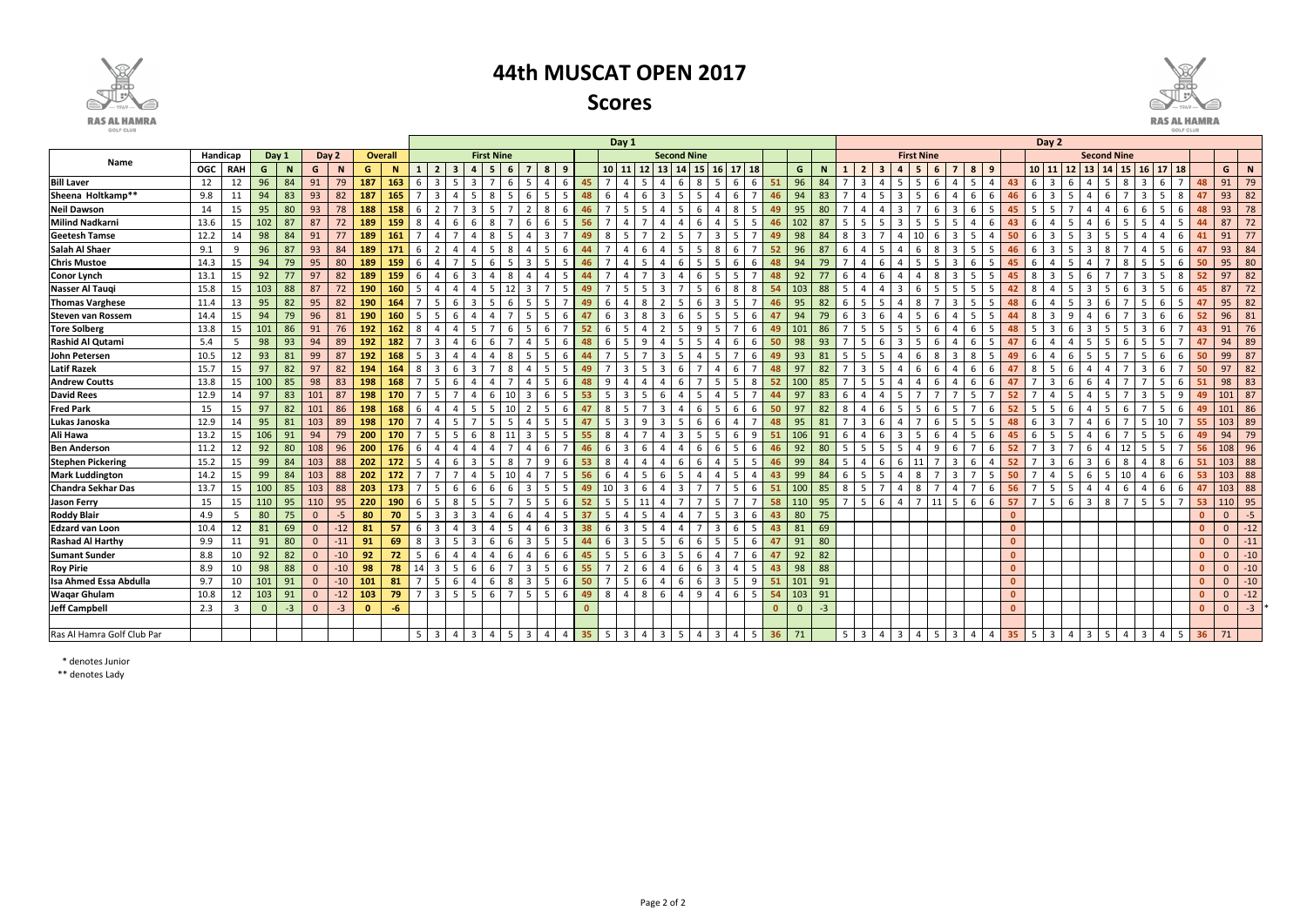# 44th MUSCAT OPEN 2017

## Scores

| Name | Handicap | | Day 1 | | Day 2 | | Overall | | Day 1 | | | | | | | | | | | | | | | | | | | | | | Day 2 | | | | | | | | | | | | | | | | | | | | | |
|---|---|---|---|---|---|---|---|---|---|---|---|---|---|---|---|---|---|---|---|---|---|---|---|---|---|---|---|---|---|---|---|---|---|---|---|---|---|---|---|---|---|---|---|---|---|---|---|---|---|---|---|---|
| | | | | | | | | | First Nine | | | | | | | | | | Second Nine | | | | | | | | | | | | First Nine | | | | | | | | | | Second Nine | | | | | | | | | | | |
| | OGC | RAH | G | N | G | N | G | N | 1 | 2 | 3 | 4 | 5 | 6 | 7 | 8 | 9 | | 10 | 11 | 12 | 13 | 14 | 15 | 16 | 17 | 18 | | G | N | 1 | 2 | 3 | 4 | 5 | 6 | 7 | 8 | 9 | | 10 | 11 | 12 | 13 | 14 | 15 | 16 | 17 | 18 | | G | N |
| Bill Laver | 12 | 12 | 96 | 84 | 91 | 79 | 187 | 163 | 6 | 3 | 5 | 3 | 7 | 6 | 5 | 4 | 6 | 45 | 7 | 4 | 5 | 4 | 6 | 8 | 5 | 6 | 6 | 51 | 96 | 84 | 7 | 3 | 4 | 5 | 5 | 6 | 4 | 5 | 4 | 43 | 6 | 3 | 6 | 4 | 5 | 8 | 3 | 6 | 7 | 48 | 91 | 79 |
| Sheena Holtkamp** | 9.8 | 11 | 94 | 83 | 93 | 82 | 187 | 165 | 7 | 3 | 4 | 5 | 8 | 5 | 6 | 5 | 5 | 48 | 6 | 4 | 6 | 3 | 5 | 5 | 4 | 6 | 7 | 46 | 94 | 83 | 7 | 4 | 5 | 3 | 5 | 6 | 4 | 6 | 6 | 46 | 6 | 3 | 5 | 4 | 6 | 7 | 3 | 5 | 8 | 47 | 93 | 82 |
| Neil Dawson | 14 | 15 | 95 | 80 | 93 | 78 | 188 | 158 | 6 | 2 | 7 | 3 | 5 | 7 | 2 | 8 | 6 | 46 | 7 | 5 | 5 | 4 | 5 | 6 | 4 | 8 | 5 | 49 | 95 | 80 | 7 | 4 | 4 | 3 | 7 | 6 | 3 | 6 | 5 | 45 | 5 | 5 | 7 | 4 | 4 | 6 | 6 | 5 | 6 | 48 | 93 | 78 |
| Milind Nadkarni | 13.6 | 15 | 102 | 87 | 87 | 72 | 189 | 159 | 8 | 4 | 6 | 6 | 8 | 7 | 6 | 6 | 5 | 56 | 7 | 4 | 7 | 4 | 4 | 6 | 4 | 5 | 5 | 46 | 102 | 87 | 5 | 5 | 5 | 3 | 5 | 5 | 5 | 4 | 6 | 43 | 6 | 4 | 5 | 4 | 6 | 5 | 5 | 4 | 5 | 44 | 87 | 72 |
| Geetesh Tamse | 12.2 | 14 | 98 | 84 | 91 | 77 | 189 | 161 | 7 | 4 | 7 | 4 | 8 | 5 | 4 | 3 | 7 | 49 | 8 | 5 | 7 | 2 | 5 | 7 | 3 | 5 | 7 | 49 | 98 | 84 | 8 | 3 | 7 | 4 | 10 | 6 | 3 | 5 | 4 | 50 | 6 | 3 | 5 | 3 | 5 | 5 | 4 | 4 | 6 | 41 | 91 | 77 |
| Salah Al Shaer | 9.1 | 9 | 96 | 87 | 93 | 84 | 189 | 171 | 6 | 2 | 4 | 4 | 5 | 8 | 4 | 5 | 6 | 44 | 7 | 4 | 6 | 4 | 5 | 5 | 8 | 6 | 7 | 52 | 96 | 87 | 6 | 4 | 5 | 4 | 6 | 8 | 3 | 5 | 5 | 46 | 6 | 3 | 5 | 3 | 8 | 7 | 4 | 5 | 6 | 47 | 93 | 84 |
| Chris Mustoe | 14.3 | 15 | 94 | 79 | 95 | 80 | 189 | 159 | 6 | 4 | 7 | 5 | 6 | 5 | 3 | 5 | 5 | 46 | 7 | 4 | 5 | 4 | 6 | 5 | 5 | 6 | 6 | 48 | 94 | 79 | 7 | 4 | 6 | 4 | 5 | 5 | 3 | 6 | 5 | 45 | 6 | 4 | 5 | 4 | 7 | 8 | 5 | 5 | 6 | 50 | 95 | 80 |
| Conor Lynch | 13.1 | 15 | 92 | 77 | 97 | 82 | 189 | 159 | 6 | 4 | 6 | 3 | 4 | 8 | 4 | 4 | 5 | 44 | 7 | 4 | 7 | 3 | 4 | 6 | 5 | 5 | 7 | 48 | 92 | 77 | 6 | 4 | 6 | 4 | 4 | 8 | 3 | 5 | 5 | 45 | 8 | 3 | 5 | 6 | 7 | 7 | 3 | 5 | 8 | 52 | 97 | 82 |
| Nasser Al Tauqi | 15.8 | 15 | 103 | 88 | 87 | 72 | 190 | 160 | 5 | 4 | 4 | 4 | 5 | 12 | 3 | 7 | 5 | 49 | 7 | 5 | 5 | 3 | 7 | 5 | 6 | 8 | 8 | 54 | 103 | 88 | 5 | 4 | 4 | 3 | 6 | 5 | 5 | 5 | 5 | 42 | 8 | 4 | 5 | 3 | 5 | 6 | 3 | 5 | 6 | 45 | 87 | 72 |
| Thomas Varghese | 11.4 | 13 | 95 | 82 | 95 | 82 | 190 | 164 | 7 | 5 | 6 | 3 | 5 | 6 | 5 | 5 | 7 | 49 | 6 | 4 | 8 | 2 | 5 | 6 | 3 | 5 | 7 | 46 | 95 | 82 | 6 | 5 | 5 | 4 | 8 | 7 | 3 | 5 | 5 | 48 | 6 | 4 | 5 | 3 | 6 | 7 | 5 | 6 | 5 | 47 | 95 | 82 |
| Steven van Rossem | 14.4 | 15 | 94 | 79 | 96 | 81 | 190 | 160 | 5 | 5 | 6 | 4 | 4 | 7 | 5 | 5 | 6 | 47 | 6 | 3 | 8 | 3 | 6 | 5 | 5 | 5 | 6 | 47 | 94 | 79 | 6 | 3 | 6 | 4 | 5 | 6 | 4 | 5 | 5 | 44 | 8 | 3 | 9 | 4 | 6 | 7 | 3 | 6 | 6 | 52 | 96 | 81 |
| Tore Solberg | 13.8 | 15 | 101 | 86 | 91 | 76 | 192 | 162 | 8 | 4 | 4 | 5 | 7 | 6 | 5 | 6 | 7 | 52 | 6 | 5 | 4 | 2 | 5 | 9 | 5 | 7 | 6 | 49 | 101 | 86 | 7 | 5 | 5 | 5 | 5 | 6 | 4 | 6 | 5 | 48 | 5 | 3 | 6 | 3 | 5 | 5 | 3 | 6 | 7 | 43 | 91 | 76 |
| Rashid Al Qutami | 5.4 | 5 | 98 | 93 | 94 | 89 | 192 | 182 | 7 | 3 | 4 | 6 | 6 | 7 | 4 | 5 | 6 | 48 | 6 | 5 | 9 | 4 | 5 | 5 | 4 | 6 | 6 | 50 | 98 | 93 | 7 | 5 | 6 | 3 | 5 | 6 | 4 | 6 | 5 | 47 | 6 | 4 | 4 | 5 | 5 | 6 | 5 | 5 | 7 | 47 | 94 | 89 |
| John Petersen | 10.5 | 12 | 93 | 81 | 99 | 87 | 192 | 168 | 5 | 3 | 4 | 4 | 4 | 8 | 5 | 5 | 6 | 44 | 7 | 5 | 7 | 3 | 5 | 4 | 5 | 7 | 6 | 49 | 93 | 81 | 5 | 5 | 5 | 4 | 6 | 8 | 3 | 8 | 5 | 49 | 6 | 4 | 6 | 5 | 5 | 7 | 5 | 6 | 6 | 50 | 99 | 87 |
| Latif Razek | 15.7 | 15 | 97 | 82 | 97 | 82 | 194 | 164 | 8 | 3 | 6 | 3 | 7 | 8 | 4 | 5 | 5 | 49 | 7 | 3 | 5 | 3 | 6 | 7 | 4 | 6 | 7 | 48 | 97 | 82 | 7 | 3 | 5 | 4 | 6 | 6 | 4 | 6 | 6 | 47 | 8 | 5 | 6 | 4 | 4 | 7 | 3 | 6 | 7 | 50 | 97 | 82 |
| Andrew Coutts | 13.8 | 15 | 100 | 85 | 98 | 83 | 198 | 168 | 7 | 5 | 6 | 4 | 4 | 7 | 4 | 5 | 6 | 48 | 9 | 4 | 4 | 4 | 6 | 7 | 5 | 5 | 8 | 52 | 100 | 85 | 7 | 5 | 5 | 4 | 4 | 6 | 4 | 6 | 6 | 47 | 7 | 3 | 6 | 6 | 4 | 7 | 7 | 5 | 6 | 51 | 98 | 83 |
| David Rees | 12.9 | 14 | 97 | 83 | 101 | 87 | 198 | 170 | 7 | 5 | 7 | 4 | 6 | 10 | 3 | 6 | 5 | 53 | 5 | 3 | 5 | 6 | 4 | 5 | 4 | 5 | 7 | 44 | 97 | 83 | 6 | 4 | 4 | 5 | 7 | 7 | 7 | 5 | 7 | 52 | 7 | 4 | 5 | 4 | 5 | 7 | 3 | 5 | 9 | 49 | 101 | 87 |
| Fred Park | 15 | 15 | 97 | 82 | 101 | 86 | 198 | 168 | 6 | 4 | 4 | 5 | 5 | 10 | 2 | 5 | 6 | 47 | 8 | 5 | 7 | 3 | 4 | 6 | 5 | 6 | 6 | 50 | 97 | 82 | 8 | 4 | 6 | 5 | 5 | 6 | 5 | 7 | 6 | 52 | 5 | 5 | 6 | 4 | 5 | 6 | 7 | 5 | 6 | 49 | 101 | 86 |
| Lukas Janoska | 12.9 | 14 | 95 | 81 | 103 | 89 | 198 | 170 | 7 | 4 | 5 | 7 | 5 | 5 | 4 | 5 | 5 | 47 | 5 | 3 | 9 | 3 | 5 | 6 | 6 | 4 | 7 | 48 | 95 | 81 | 7 | 3 | 6 | 4 | 7 | 6 | 5 | 5 | 5 | 48 | 6 | 3 | 7 | 4 | 6 | 7 | 5 | 10 | 7 | 55 | 103 | 89 |
| Ali Hawa | 13.2 | 15 | 106 | 91 | 94 | 79 | 200 | 170 | 7 | 5 | 5 | 6 | 8 | 11 | 3 | 5 | 5 | 55 | 8 | 4 | 7 | 4 | 3 | 5 | 5 | 6 | 9 | 51 | 106 | 91 | 6 | 4 | 6 | 3 | 5 | 6 | 4 | 5 | 6 | 45 | 6 | 5 | 5 | 4 | 6 | 7 | 5 | 5 | 6 | 49 | 94 | 79 |
| Ben Anderson | 11.2 | 12 | 92 | 80 | 108 | 96 | 200 | 176 | 6 | 4 | 4 | 4 | 4 | 7 | 4 | 6 | 7 | 46 | 6 | 3 | 6 | 4 | 4 | 6 | 6 | 5 | 6 | 46 | 92 | 80 | 5 | 5 | 5 | 5 | 4 | 9 | 6 | 7 | 6 | 52 | 7 | 3 | 7 | 6 | 4 | 12 | 5 | 5 | 7 | 56 | 108 | 96 |
| Stephen Pickering | 15.2 | 15 | 99 | 84 | 103 | 88 | 202 | 172 | 5 | 4 | 6 | 3 | 5 | 8 | 7 | 9 | 6 | 53 | 8 | 4 | 4 | 4 | 6 | 6 | 4 | 5 | 5 | 46 | 99 | 84 | 5 | 4 | 6 | 6 | 11 | 7 | 3 | 6 | 4 | 52 | 7 | 3 | 6 | 3 | 6 | 8 | 4 | 8 | 6 | 51 | 103 | 88 |
| Mark Luddington | 14.2 | 15 | 99 | 84 | 103 | 88 | 202 | 172 | 7 | 7 | 7 | 4 | 5 | 10 | 4 | 7 | 5 | 56 | 6 | 4 | 5 | 6 | 5 | 4 | 4 | 5 | 4 | 43 | 99 | 84 | 6 | 5 | 5 | 4 | 8 | 7 | 3 | 7 | 5 | 50 | 7 | 4 | 5 | 6 | 5 | 10 | 4 | 6 | 6 | 53 | 103 | 88 |
| Chandra Sekhar Das | 13.7 | 15 | 100 | 85 | 103 | 88 | 203 | 173 | 7 | 5 | 6 | 6 | 6 | 6 | 3 | 5 | 5 | 49 | 10 | 3 | 6 | 4 | 3 | 7 | 7 | 5 | 6 | 51 | 100 | 85 | 8 | 5 | 7 | 4 | 8 | 7 | 4 | 7 | 6 | 56 | 7 | 5 | 5 | 4 | 4 | 6 | 4 | 6 | 6 | 47 | 103 | 88 |
| Jason Ferry | 15 | 15 | 110 | 95 | 110 | 95 | 220 | 190 | 6 | 5 | 8 | 5 | 5 | 7 | 5 | 5 | 6 | 52 | 5 | 5 | 11 | 4 | 7 | 7 | 5 | 7 | 7 | 58 | 110 | 95 | 7 | 5 | 6 | 4 | 7 | 11 | 5 | 6 | 6 | 57 | 7 | 5 | 6 | 3 | 8 | 7 | 5 | 5 | 7 | 53 | 110 | 95 |
| Roddy Blair | 4.9 | 5 | 80 | 75 | 0 | -5 | 80 | 70 | 5 | 3 | 3 | 3 | 4 | 6 | 4 | 4 | 5 | 37 | 5 | 4 | 5 | 4 | 4 | 7 | 5 | 3 | 6 | 43 | 80 | 75 | | | | | | | | | | 0 | | | | | | | | | | 0 | 0 | -5 |
| Edzard van Loon | 10.4 | 12 | 81 | 69 | 0 | -12 | 81 | 57 | 6 | 3 | 4 | 3 | 4 | 5 | 4 | 6 | 3 | 38 | 6 | 3 | 5 | 4 | 4 | 7 | 3 | 6 | 5 | 43 | 81 | 69 | | | | | | | | | | 0 | | | | | | | | | | 0 | 0 | -12 |
| Rashad Al Harthy | 9.9 | 11 | 91 | 80 | 0 | -11 | 91 | 69 | 8 | 3 | 5 | 3 | 6 | 6 | 3 | 5 | 5 | 44 | 6 | 3 | 5 | 5 | 6 | 6 | 5 | 5 | 6 | 47 | 91 | 80 | | | | | | | | | | 0 | | | | | | | | | | 0 | 0 | -11 |
| Sumant Sunder | 8.8 | 10 | 92 | 82 | 0 | -10 | 92 | 72 | 5 | 6 | 4 | 4 | 4 | 6 | 4 | 6 | 6 | 45 | 5 | 5 | 6 | 3 | 5 | 6 | 4 | 7 | 6 | 47 | 92 | 82 | | | | | | | | | | 0 | | | | | | | | | | 0 | 0 | -10 |
| Roy Pirie | 8.9 | 10 | 98 | 88 | 0 | -10 | 98 | 78 | 14 | 3 | 5 | 6 | 6 | 7 | 3 | 5 | 6 | 55 | 7 | 2 | 6 | 4 | 6 | 6 | 3 | 4 | 5 | 43 | 98 | 88 | | | | | | | | | | 0 | | | | | | | | | | 0 | 0 | -10 |
| Isa Ahmed Essa Abdulla | 9.7 | 10 | 101 | 91 | 0 | -10 | 101 | 81 | 7 | 5 | 6 | 4 | 6 | 8 | 3 | 5 | 6 | 50 | 7 | 5 | 6 | 4 | 6 | 6 | 3 | 5 | 9 | 51 | 101 | 91 | | | | | | | | | | 0 | | | | | | | | | | 0 | 0 | -10 |
| Waqar Ghulam | 10.8 | 12 | 103 | 91 | 0 | -12 | 103 | 79 | 7 | 3 | 5 | 5 | 6 | 7 | 5 | 5 | 6 | 49 | 8 | 4 | 8 | 6 | 4 | 9 | 4 | 6 | 5 | 54 | 103 | 91 | | | | | | | | | | 0 | | | | | | | | | | 0 | 0 | -12 |
| Jeff Campbell | 2.3 | 3 | 0 | -3 | 0 | -3 | 0 | -6 | | | | | | | | | | 0 | | | | | | | | | | 0 | 0 | -3 | | | | | | | | | | 0 | | | | | | | | | | 0 | 0 | -3 * |
| | | | | | | | | | | | | | | | | | | | | | | | | | | | | | | | | | | | | | | | | | | | | | | | | | | | | |
| Ras Al Hamra Golf Club Par | | | | | | | | | 5 | 3 | 4 | 3 | 4 | 5 | 3 | 4 | 4 | 35 | 5 | 3 | 4 | 3 | 5 | 4 | 3 | 4 | 5 | 36 | 71 | | 5 | 3 | 4 | 3 | 4 | 5 | 3 | 4 | 4 | 35 | 5 | 3 | 4 | 3 | 5 | 4 | 3 | 4 | 5 | 36 | 71 | |

\* denotes Junior

** denotes Lady